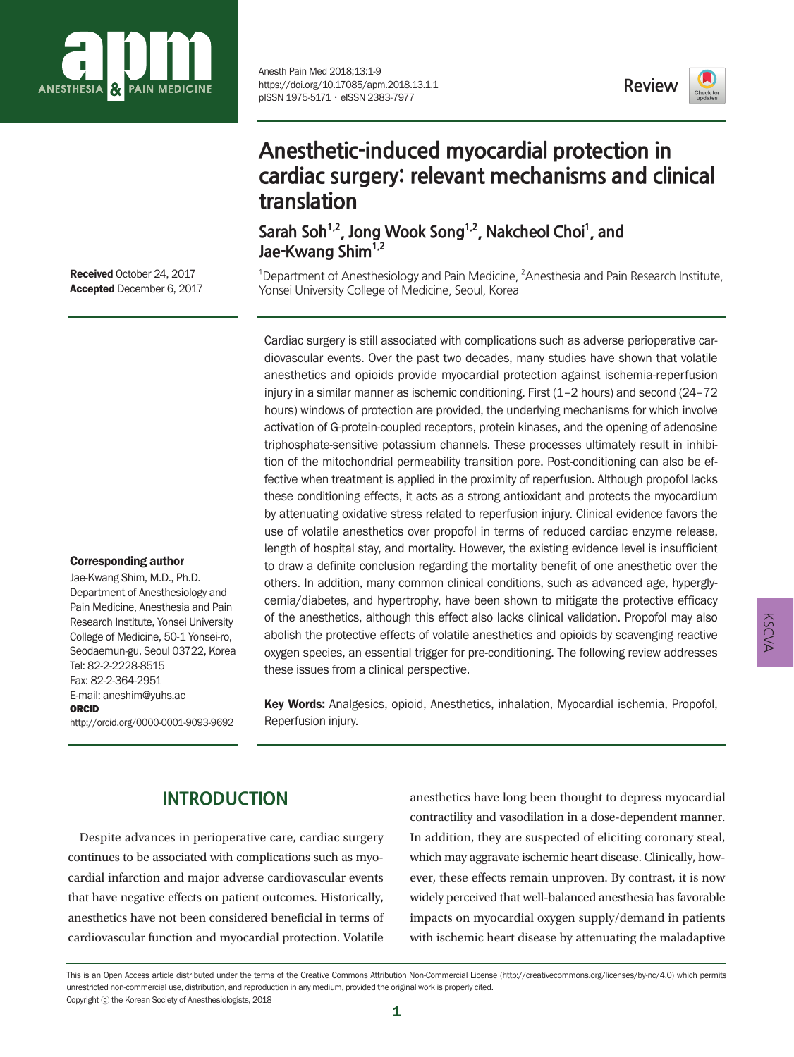Review

# Anesthetic-induced myocardial protection in cardiac surgery: relevant mechanisms and clinical translation

**Sarah Soh[1,2], Jong Wook Song[1,2], Nakcheol Choi[1], and Jae-Kwang Shim[1,2]**

[1]Department of Anesthesiology and Pain Medicine, [2]Anesthesia and Pain Research Institute, Yonsei University College of Medicine, Seoul, Korea

**Received** October 24, 2017
**Accepted** December 6, 2017

Cardiac surgery is still associated with complications such as adverse perioperative cardiovascular events. Over the past two decades, many studies have shown that volatile anesthetics and opioids provide myocardial protection against ischemia-reperfusion injury in a similar manner as ischemic conditioning. First (1–2 hours) and second (24–72 hours) windows of protection are provided, the underlying mechanisms for which involve activation of G-protein-coupled receptors, protein kinases, and the opening of adenosine triphosphate-sensitive potassium channels. These processes ultimately result in inhibition of the mitochondrial permeability transition pore. Post-conditioning can also be effective when treatment is applied in the proximity of reperfusion. Although propofol lacks these conditioning effects, it acts as a strong antioxidant and protects the myocardium by attenuating oxidative stress related to reperfusion injury. Clinical evidence favors the use of volatile anesthetics over propofol in terms of reduced cardiac enzyme release, length of hospital stay, and mortality. However, the existing evidence level is insufficient to draw a definite conclusion regarding the mortality benefit of one anesthetic over the others. In addition, many common clinical conditions, such as advanced age, hyperglycemia/diabetes, and hypertrophy, have been shown to mitigate the protective efficacy of the anesthetics, although this effect also lacks clinical validation. Propofol may also abolish the protective effects of volatile anesthetics and opioids by scavenging reactive oxygen species, an essential trigger for pre-conditioning. The following review addresses these issues from a clinical perspective.

**Key Words:** Analgesics, opioid, Anesthetics, inhalation, Myocardial ischemia, Propofol, Reperfusion injury.

**Corresponding author**
Jae-Kwang Shim, M.D., Ph.D.
Department of Anesthesiology and Pain Medicine, Anesthesia and Pain Research Institute, Yonsei University College of Medicine, 50-1 Yonsei-ro, Seodaemun-gu, Seoul 03722, Korea
Tel: 82-2-2228-8515
Fax: 82-2-364-2951
E-mail: aneshim@yuhs.ac
**ORCID**
http://orcid.org/0000-0001-9093-9692

## INTRODUCTION

Despite advances in perioperative care, cardiac surgery continues to be associated with complications such as myocardial infarction and major adverse cardiovascular events that have negative effects on patient outcomes. Historically, anesthetics have not been considered beneficial in terms of cardiovascular function and myocardial protection. Volatile anesthetics have long been thought to depress myocardial contractility and vasodilation in a dose-dependent manner. In addition, they are suspected of eliciting coronary steal, which may aggravate ischemic heart disease. Clinically, however, these effects remain unproven. By contrast, it is now widely perceived that well-balanced anesthesia has favorable impacts on myocardial oxygen supply/demand in patients with ischemic heart disease by attenuating the maladaptive

This is an Open Access article distributed under the terms of the Creative Commons Attribution Non-Commercial License (http://creativecommons.org/licenses/by-nc/4.0) which permits unrestricted non-commercial use, distribution, and reproduction in any medium, provided the original work is properly cited.
Copyright ⓒ the Korean Society of Anesthesiologists, 2018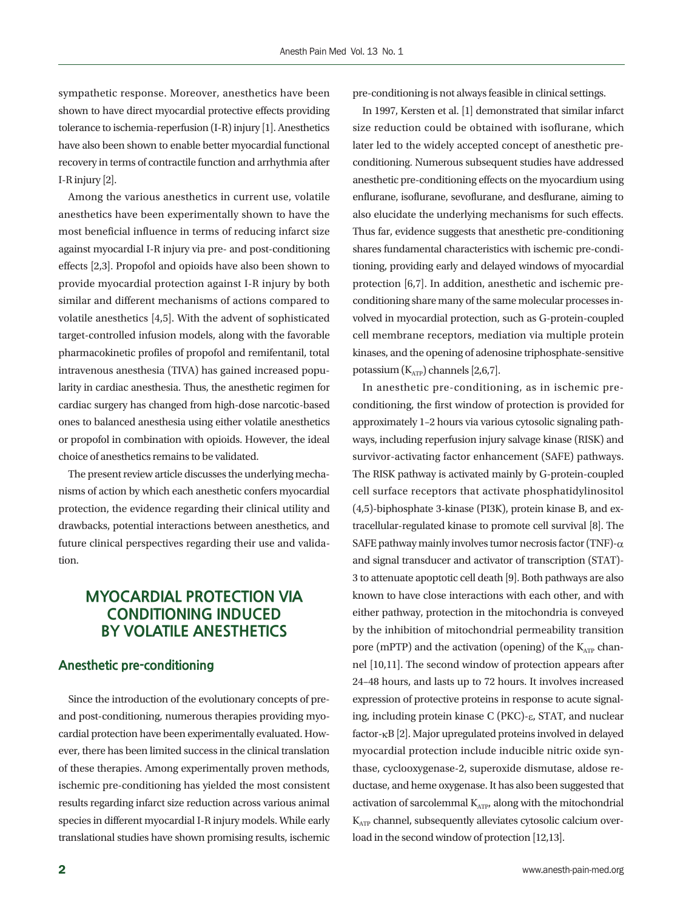sympathetic response. Moreover, anesthetics have been shown to have direct myocardial protective effects providing tolerance to ischemia-reperfusion (I-R) injury [1]. Anesthetics have also been shown to enable better myocardial functional recovery in terms of contractile function and arrhythmia after I-R injury [2].

Among the various anesthetics in current use, volatile anesthetics have been experimentally shown to have the most beneficial influence in terms of reducing infarct size against myocardial I-R injury via pre- and post-conditioning effects [2,3]. Propofol and opioids have also been shown to provide myocardial protection against I-R injury by both similar and different mechanisms of actions compared to volatile anesthetics [4,5]. With the advent of sophisticated target-controlled infusion models, along with the favorable pharmacokinetic profiles of propofol and remifentanil, total intravenous anesthesia (TIVA) has gained increased popularity in cardiac anesthesia. Thus, the anesthetic regimen for cardiac surgery has changed from high-dose narcotic-based ones to balanced anesthesia using either volatile anesthetics or propofol in combination with opioids. However, the ideal choice of anesthetics remains to be validated.

The present review article discusses the underlying mechanisms of action by which each anesthetic confers myocardial protection, the evidence regarding their clinical utility and drawbacks, potential interactions between anesthetics, and future clinical perspectives regarding their use and validation.

## MYOCARDIAL PROTECTION VIA CONDITIONING INDUCED BY VOLATILE ANESTHETICS

### Anesthetic pre-conditioning

Since the introduction of the evolutionary concepts of pre- and post-conditioning, numerous therapies providing myocardial protection have been experimentally evaluated. However, there has been limited success in the clinical translation of these therapies. Among experimentally proven methods, ischemic pre-conditioning has yielded the most consistent results regarding infarct size reduction across various animal species in different myocardial I-R injury models. While early translational studies have shown promising results, ischemic pre-conditioning is not always feasible in clinical settings.

In 1997, Kersten et al. [1] demonstrated that similar infarct size reduction could be obtained with isoflurane, which later led to the widely accepted concept of anesthetic pre-conditioning. Numerous subsequent studies have addressed anesthetic pre-conditioning effects on the myocardium using enflurane, isoflurane, sevoflurane, and desflurane, aiming to also elucidate the underlying mechanisms for such effects. Thus far, evidence suggests that anesthetic pre-conditioning shares fundamental characteristics with ischemic pre-conditioning, providing early and delayed windows of myocardial protection [6,7]. In addition, anesthetic and ischemic pre-conditioning share many of the same molecular processes involved in myocardial protection, such as G-protein-coupled cell membrane receptors, mediation via multiple protein kinases, and the opening of adenosine triphosphate-sensitive potassium ($K_{ATP}$) channels [2,6,7].

In anesthetic pre-conditioning, as in ischemic pre-conditioning, the first window of protection is provided for approximately 1–2 hours via various cytosolic signaling pathways, including reperfusion injury salvage kinase (RISK) and survivor-activating factor enhancement (SAFE) pathways. The RISK pathway is activated mainly by G-protein-coupled cell surface receptors that activate phosphatidylinositol (4,5)-biphosphate 3-kinase (PI3K), protein kinase B, and extracellular-regulated kinase to promote cell survival [8]. The SAFE pathway mainly involves tumor necrosis factor (TNF)-$\alpha$ and signal transducer and activator of transcription (STAT)-3 to attenuate apoptotic cell death [9]. Both pathways are also known to have close interactions with each other, and with either pathway, protection in the mitochondria is conveyed by the inhibition of mitochondrial permeability transition pore (mPTP) and the activation (opening) of the $K_{ATP}$ channel [10,11]. The second window of protection appears after 24–48 hours, and lasts up to 72 hours. It involves increased expression of protective proteins in response to acute signaling, including protein kinase C (PKC)-$\varepsilon$, STAT, and nuclear factor-$\kappa$B [2]. Major upregulated proteins involved in delayed myocardial protection include inducible nitric oxide synthase, cyclooxygenase-2, superoxide dismutase, aldose reductase, and heme oxygenase. It has also been suggested that activation of sarcolemmal $K_{ATP}$, along with the mitochondrial $K_{ATP}$ channel, subsequently alleviates cytosolic calcium overload in the second window of protection [12,13].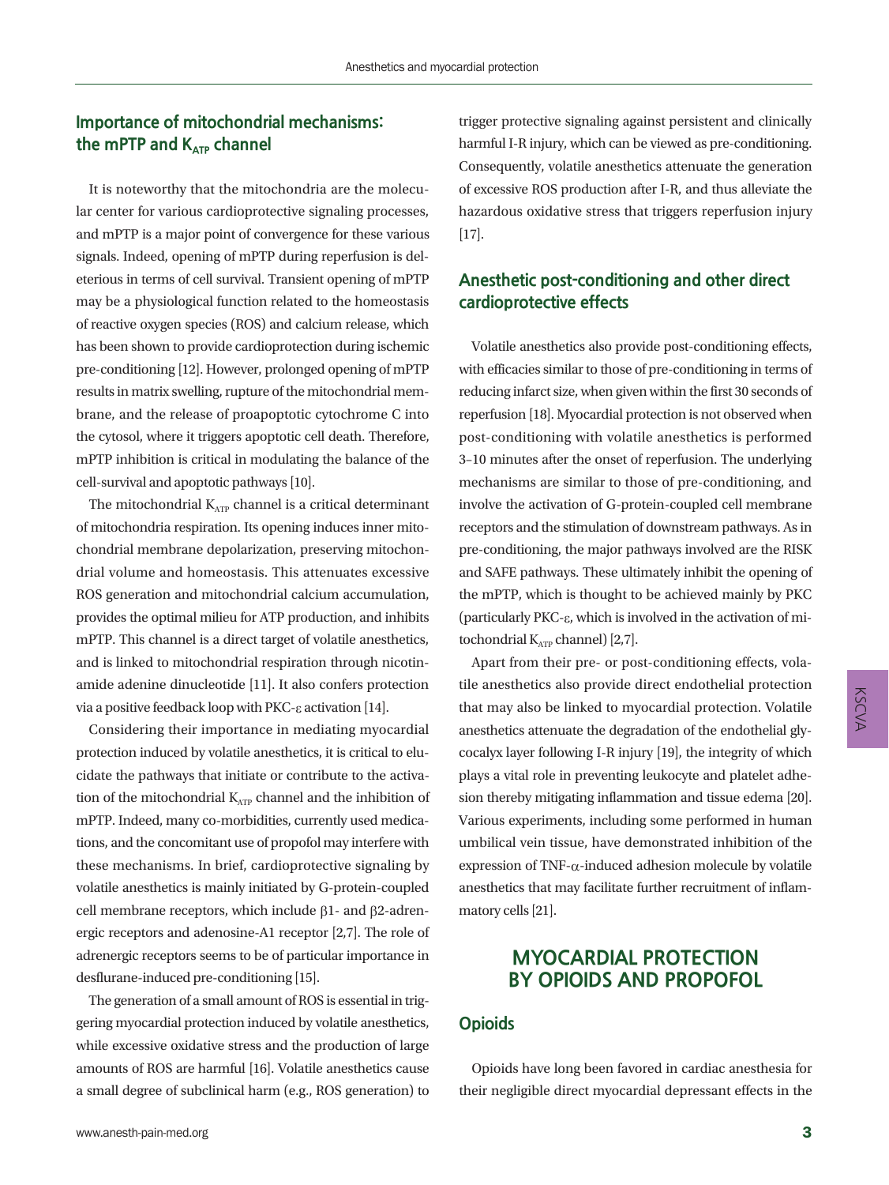## Importance of mitochondrial mechanisms: the mPTP and $K_{ATP}$ channel

It is noteworthy that the mitochondria are the molecular center for various cardioprotective signaling processes, and mPTP is a major point of convergence for these various signals. Indeed, opening of mPTP during reperfusion is deleterious in terms of cell survival. Transient opening of mPTP may be a physiological function related to the homeostasis of reactive oxygen species (ROS) and calcium release, which has been shown to provide cardioprotection during ischemic pre-conditioning [12]. However, prolonged opening of mPTP results in matrix swelling, rupture of the mitochondrial membrane, and the release of proapoptotic cytochrome C into the cytosol, where it triggers apoptotic cell death. Therefore, mPTP inhibition is critical in modulating the balance of the cell-survival and apoptotic pathways [10].

The mitochondrial $K_{ATP}$ channel is a critical determinant of mitochondria respiration. Its opening induces inner mitochondrial membrane depolarization, preserving mitochondrial volume and homeostasis. This attenuates excessive ROS generation and mitochondrial calcium accumulation, provides the optimal milieu for ATP production, and inhibits mPTP. This channel is a direct target of volatile anesthetics, and is linked to mitochondrial respiration through nicotinamide adenine dinucleotide [11]. It also confers protection via a positive feedback loop with PKC-ε activation [14].

Considering their importance in mediating myocardial protection induced by volatile anesthetics, it is critical to elucidate the pathways that initiate or contribute to the activation of the mitochondrial $K_{ATP}$ channel and the inhibition of mPTP. Indeed, many co-morbidities, currently used medications, and the concomitant use of propofol may interfere with these mechanisms. In brief, cardioprotective signaling by volatile anesthetics is mainly initiated by G-protein-coupled cell membrane receptors, which include β1- and β2-adrenergic receptors and adenosine-A1 receptor [2,7]. The role of adrenergic receptors seems to be of particular importance in desflurane-induced pre-conditioning [15].

The generation of a small amount of ROS is essential in triggering myocardial protection induced by volatile anesthetics, while excessive oxidative stress and the production of large amounts of ROS are harmful [16]. Volatile anesthetics cause a small degree of subclinical harm (e.g., ROS generation) to trigger protective signaling against persistent and clinically harmful I-R injury, which can be viewed as pre-conditioning. Consequently, volatile anesthetics attenuate the generation of excessive ROS production after I-R, and thus alleviate the hazardous oxidative stress that triggers reperfusion injury [17].

## Anesthetic post-conditioning and other direct cardioprotective effects

Volatile anesthetics also provide post-conditioning effects, with efficacies similar to those of pre-conditioning in terms of reducing infarct size, when given within the first 30 seconds of reperfusion [18]. Myocardial protection is not observed when post-conditioning with volatile anesthetics is performed 3–10 minutes after the onset of reperfusion. The underlying mechanisms are similar to those of pre-conditioning, and involve the activation of G-protein-coupled cell membrane receptors and the stimulation of downstream pathways. As in pre-conditioning, the major pathways involved are the RISK and SAFE pathways. These ultimately inhibit the opening of the mPTP, which is thought to be achieved mainly by PKC (particularly PKC-ε, which is involved in the activation of mitochondrial $K_{ATP}$ channel) [2,7].

Apart from their pre- or post-conditioning effects, volatile anesthetics also provide direct endothelial protection that may also be linked to myocardial protection. Volatile anesthetics attenuate the degradation of the endothelial glycocalyx layer following I-R injury [19], the integrity of which plays a vital role in preventing leukocyte and platelet adhesion thereby mitigating inflammation and tissue edema [20]. Various experiments, including some performed in human umbilical vein tissue, have demonstrated inhibition of the expression of TNF-α-induced adhesion molecule by volatile anesthetics that may facilitate further recruitment of inflammatory cells [21].

# MYOCARDIAL PROTECTION BY OPIOIDS AND PROPOFOL

## Opioids

Opioids have long been favored in cardiac anesthesia for their negligible direct myocardial depressant effects in the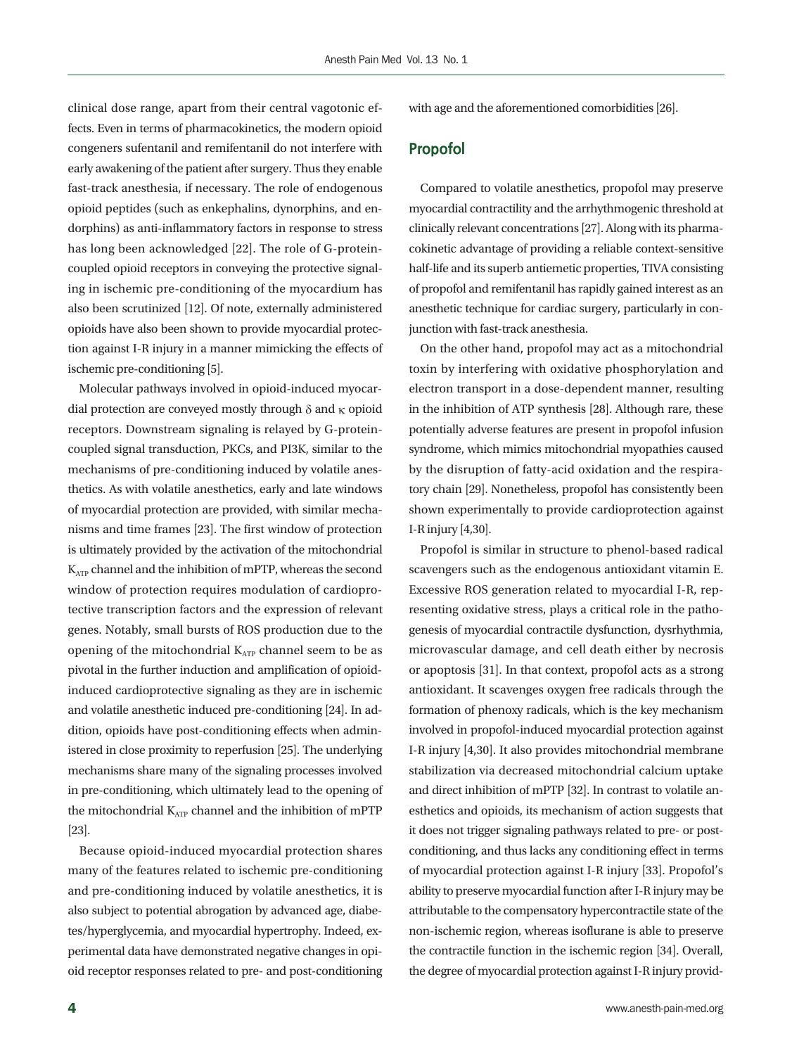clinical dose range, apart from their central vagotonic effects. Even in terms of pharmacokinetics, the modern opioid congeners sufentanil and remifentanil do not interfere with early awakening of the patient after surgery. Thus they enable fast-track anesthesia, if necessary. The role of endogenous opioid peptides (such as enkephalins, dynorphins, and endorphins) as anti-inflammatory factors in response to stress has long been acknowledged [22]. The role of G-protein-coupled opioid receptors in conveying the protective signaling in ischemic pre-conditioning of the myocardium has also been scrutinized [12]. Of note, externally administered opioids have also been shown to provide myocardial protection against I-R injury in a manner mimicking the effects of ischemic pre-conditioning [5].

Molecular pathways involved in opioid-induced myocardial protection are conveyed mostly through δ and κ opioid receptors. Downstream signaling is relayed by G-protein-coupled signal transduction, PKCs, and PI3K, similar to the mechanisms of pre-conditioning induced by volatile anesthetics. As with volatile anesthetics, early and late windows of myocardial protection are provided, with similar mechanisms and time frames [23]. The first window of protection is ultimately provided by the activation of the mitochondrial $K_{ATP}$ channel and the inhibition of mPTP, whereas the second window of protection requires modulation of cardioprotective transcription factors and the expression of relevant genes. Notably, small bursts of ROS production due to the opening of the mitochondrial $K_{ATP}$ channel seem to be as pivotal in the further induction and amplification of opioid-induced cardioprotective signaling as they are in ischemic and volatile anesthetic induced pre-conditioning [24]. In addition, opioids have post-conditioning effects when administered in close proximity to reperfusion [25]. The underlying mechanisms share many of the signaling processes involved in pre-conditioning, which ultimately lead to the opening of the mitochondrial $K_{ATP}$ channel and the inhibition of mPTP [23].

Because opioid-induced myocardial protection shares many of the features related to ischemic pre-conditioning and pre-conditioning induced by volatile anesthetics, it is also subject to potential abrogation by advanced age, diabetes/hyperglycemia, and myocardial hypertrophy. Indeed, experimental data have demonstrated negative changes in opioid receptor responses related to pre- and post-conditioning with age and the aforementioned comorbidities [26].

## Propofol

Compared to volatile anesthetics, propofol may preserve myocardial contractility and the arrhythmogenic threshold at clinically relevant concentrations [27]. Along with its pharmacokinetic advantage of providing a reliable context-sensitive half-life and its superb antiemetic properties, TIVA consisting of propofol and remifentanil has rapidly gained interest as an anesthetic technique for cardiac surgery, particularly in conjunction with fast-track anesthesia.

On the other hand, propofol may act as a mitochondrial toxin by interfering with oxidative phosphorylation and electron transport in a dose-dependent manner, resulting in the inhibition of ATP synthesis [28]. Although rare, these potentially adverse features are present in propofol infusion syndrome, which mimics mitochondrial myopathies caused by the disruption of fatty-acid oxidation and the respiratory chain [29]. Nonetheless, propofol has consistently been shown experimentally to provide cardioprotection against I-R injury [4,30].

Propofol is similar in structure to phenol-based radical scavengers such as the endogenous antioxidant vitamin E. Excessive ROS generation related to myocardial I-R, representing oxidative stress, plays a critical role in the pathogenesis of myocardial contractile dysfunction, dysrhythmia, microvascular damage, and cell death either by necrosis or apoptosis [31]. In that context, propofol acts as a strong antioxidant. It scavenges oxygen free radicals through the formation of phenoxy radicals, which is the key mechanism involved in propofol-induced myocardial protection against I-R injury [4,30]. It also provides mitochondrial membrane stabilization via decreased mitochondrial calcium uptake and direct inhibition of mPTP [32]. In contrast to volatile anesthetics and opioids, its mechanism of action suggests that it does not trigger signaling pathways related to pre- or post-conditioning, and thus lacks any conditioning effect in terms of myocardial protection against I-R injury [33]. Propofol's ability to preserve myocardial function after I-R injury may be attributable to the compensatory hypercontractile state of the non-ischemic region, whereas isoflurane is able to preserve the contractile function in the ischemic region [34]. Overall, the degree of myocardial protection against I-R injury provid-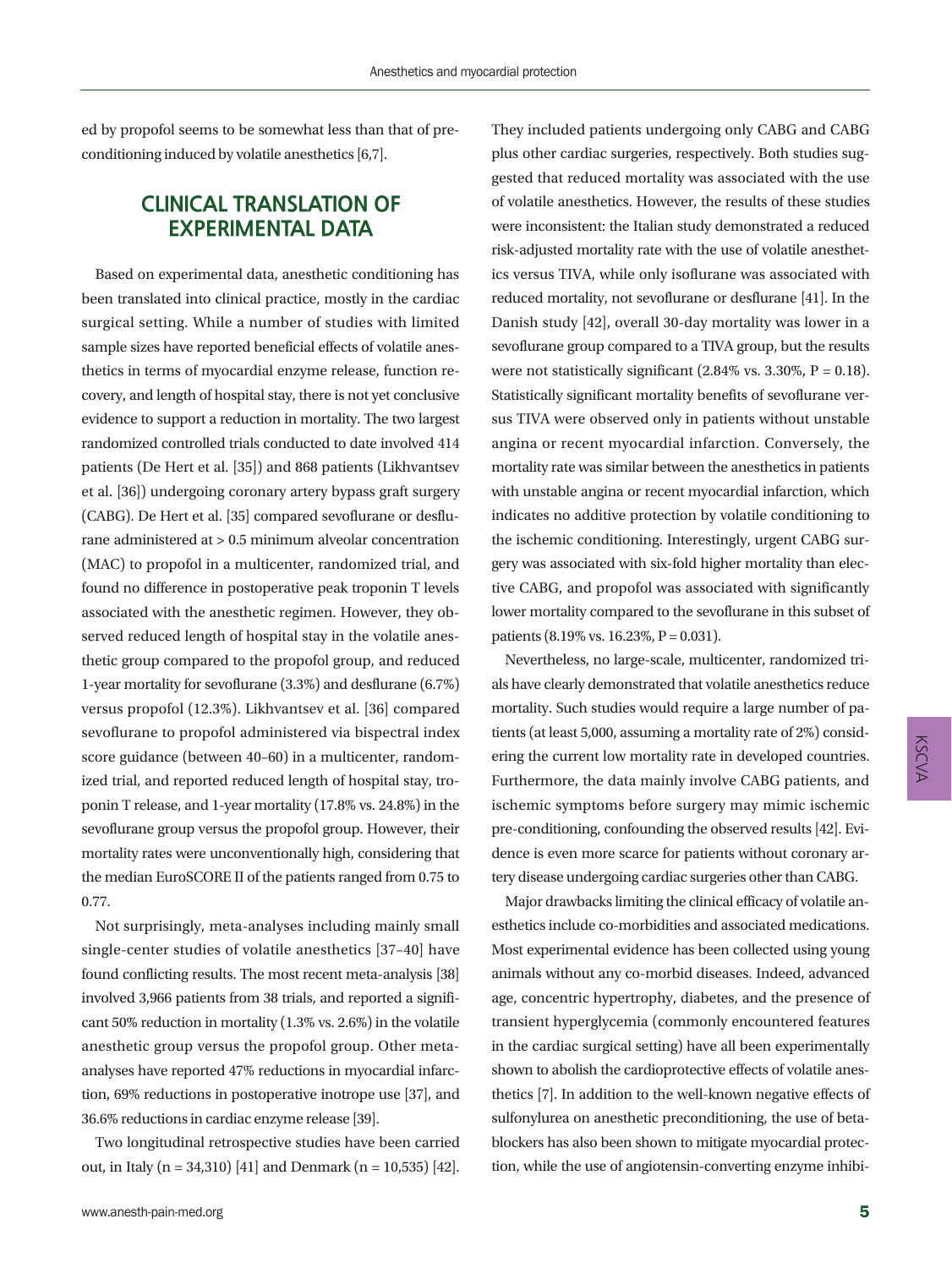ed by propofol seems to be somewhat less than that of preconditioning induced by volatile anesthetics [6,7].

## CLINICAL TRANSLATION OF EXPERIMENTAL DATA

Based on experimental data, anesthetic conditioning has been translated into clinical practice, mostly in the cardiac surgical setting. While a number of studies with limited sample sizes have reported beneficial effects of volatile anesthetics in terms of myocardial enzyme release, function recovery, and length of hospital stay, there is not yet conclusive evidence to support a reduction in mortality. The two largest randomized controlled trials conducted to date involved 414 patients (De Hert et al. [35]) and 868 patients (Likhvantsev et al. [36]) undergoing coronary artery bypass graft surgery (CABG). De Hert et al. [35] compared sevoflurane or desflurane administered at > 0.5 minimum alveolar concentration (MAC) to propofol in a multicenter, randomized trial, and found no difference in postoperative peak troponin T levels associated with the anesthetic regimen. However, they observed reduced length of hospital stay in the volatile anesthetic group compared to the propofol group, and reduced 1-year mortality for sevoflurane (3.3%) and desflurane (6.7%) versus propofol (12.3%). Likhvantsev et al. [36] compared sevoflurane to propofol administered via bispectral index score guidance (between 40–60) in a multicenter, randomized trial, and reported reduced length of hospital stay, troponin T release, and 1-year mortality (17.8% vs. 24.8%) in the sevoflurane group versus the propofol group. However, their mortality rates were unconventionally high, considering that the median EuroSCORE II of the patients ranged from 0.75 to 0.77.

Not surprisingly, meta-analyses including mainly small single-center studies of volatile anesthetics [37–40] have found conflicting results. The most recent meta-analysis [38] involved 3,966 patients from 38 trials, and reported a significant 50% reduction in mortality (1.3% vs. 2.6%) in the volatile anesthetic group versus the propofol group. Other meta-analyses have reported 47% reductions in myocardial infarction, 69% reductions in postoperative inotrope use [37], and 36.6% reductions in cardiac enzyme release [39].

Two longitudinal retrospective studies have been carried out, in Italy (n = 34,310) [41] and Denmark (n = 10,535) [42]. They included patients undergoing only CABG and CABG plus other cardiac surgeries, respectively. Both studies suggested that reduced mortality was associated with the use of volatile anesthetics. However, the results of these studies were inconsistent: the Italian study demonstrated a reduced risk-adjusted mortality rate with the use of volatile anesthetics versus TIVA, while only isoflurane was associated with reduced mortality, not sevoflurane or desflurane [41]. In the Danish study [42], overall 30-day mortality was lower in a sevoflurane group compared to a TIVA group, but the results were not statistically significant (2.84% vs. 3.30%, $P = 0.18$). Statistically significant mortality benefits of sevoflurane versus TIVA were observed only in patients without unstable angina or recent myocardial infarction. Conversely, the mortality rate was similar between the anesthetics in patients with unstable angina or recent myocardial infarction, which indicates no additive protection by volatile conditioning to the ischemic conditioning. Interestingly, urgent CABG surgery was associated with six-fold higher mortality than elective CABG, and propofol was associated with significantly lower mortality compared to the sevoflurane in this subset of patients (8.19% vs. 16.23%, $P = 0.031$).

Nevertheless, no large-scale, multicenter, randomized trials have clearly demonstrated that volatile anesthetics reduce mortality. Such studies would require a large number of patients (at least 5,000, assuming a mortality rate of 2%) considering the current low mortality rate in developed countries. Furthermore, the data mainly involve CABG patients, and ischemic symptoms before surgery may mimic ischemic pre-conditioning, confounding the observed results [42]. Evidence is even more scarce for patients without coronary artery disease undergoing cardiac surgeries other than CABG.

Major drawbacks limiting the clinical efficacy of volatile anesthetics include co-morbidities and associated medications. Most experimental evidence has been collected using young animals without any co-morbid diseases. Indeed, advanced age, concentric hypertrophy, diabetes, and the presence of transient hyperglycemia (commonly encountered features in the cardiac surgical setting) have all been experimentally shown to abolish the cardioprotective effects of volatile anesthetics [7]. In addition to the well-known negative effects of sulfonylurea on anesthetic preconditioning, the use of beta-blockers has also been shown to mitigate myocardial protection, while the use of angiotensin-converting enzyme inhibi-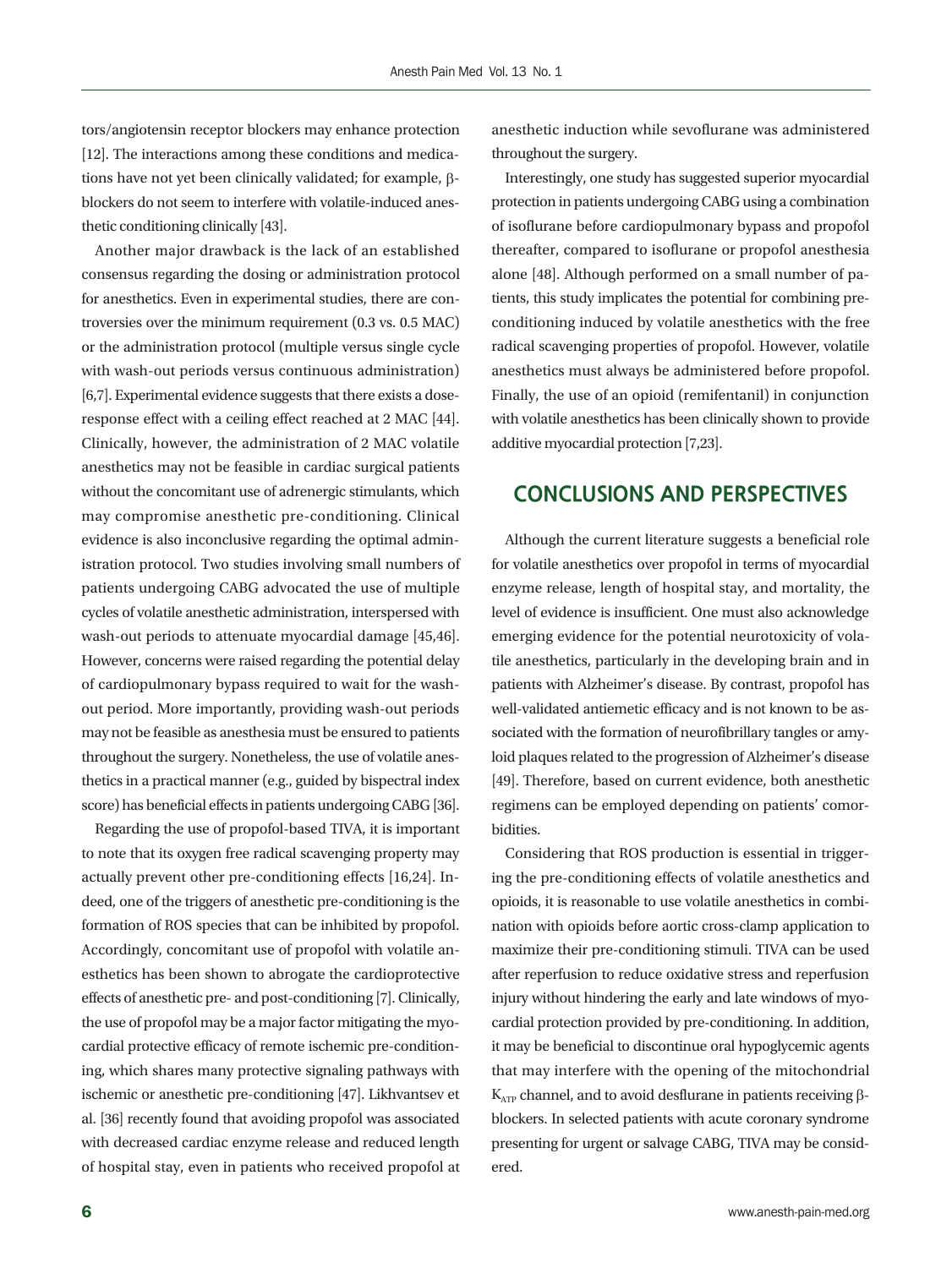tors/angiotensin receptor blockers may enhance protection [12]. The interactions among these conditions and medications have not yet been clinically validated; for example, β-blockers do not seem to interfere with volatile-induced anesthetic conditioning clinically [43].

Another major drawback is the lack of an established consensus regarding the dosing or administration protocol for anesthetics. Even in experimental studies, there are controversies over the minimum requirement (0.3 vs. 0.5 MAC) or the administration protocol (multiple versus single cycle with wash-out periods versus continuous administration) [6,7]. Experimental evidence suggests that there exists a dose-response effect with a ceiling effect reached at 2 MAC [44]. Clinically, however, the administration of 2 MAC volatile anesthetics may not be feasible in cardiac surgical patients without the concomitant use of adrenergic stimulants, which may compromise anesthetic pre-conditioning. Clinical evidence is also inconclusive regarding the optimal administration protocol. Two studies involving small numbers of patients undergoing CABG advocated the use of multiple cycles of volatile anesthetic administration, interspersed with wash-out periods to attenuate myocardial damage [45,46]. However, concerns were raised regarding the potential delay of cardiopulmonary bypass required to wait for the wash-out period. More importantly, providing wash-out periods may not be feasible as anesthesia must be ensured to patients throughout the surgery. Nonetheless, the use of volatile anesthetics in a practical manner (e.g., guided by bispectral index score) has beneficial effects in patients undergoing CABG [36].

Regarding the use of propofol-based TIVA, it is important to note that its oxygen free radical scavenging property may actually prevent other pre-conditioning effects [16,24]. Indeed, one of the triggers of anesthetic pre-conditioning is the formation of ROS species that can be inhibited by propofol. Accordingly, concomitant use of propofol with volatile anesthetics has been shown to abrogate the cardioprotective effects of anesthetic pre- and post-conditioning [7]. Clinically, the use of propofol may be a major factor mitigating the myocardial protective efficacy of remote ischemic pre-conditioning, which shares many protective signaling pathways with ischemic or anesthetic pre-conditioning [47]. Likhvantsev et al. [36] recently found that avoiding propofol was associated with decreased cardiac enzyme release and reduced length of hospital stay, even in patients who received propofol at anesthetic induction while sevoflurane was administered throughout the surgery.

Interestingly, one study has suggested superior myocardial protection in patients undergoing CABG using a combination of isoflurane before cardiopulmonary bypass and propofol thereafter, compared to isoflurane or propofol anesthesia alone [48]. Although performed on a small number of patients, this study implicates the potential for combining pre-conditioning induced by volatile anesthetics with the free radical scavenging properties of propofol. However, volatile anesthetics must always be administered before propofol. Finally, the use of an opioid (remifentanil) in conjunction with volatile anesthetics has been clinically shown to provide additive myocardial protection [7,23].

## CONCLUSIONS AND PERSPECTIVES

Although the current literature suggests a beneficial role for volatile anesthetics over propofol in terms of myocardial enzyme release, length of hospital stay, and mortality, the level of evidence is insufficient. One must also acknowledge emerging evidence for the potential neurotoxicity of volatile anesthetics, particularly in the developing brain and in patients with Alzheimer's disease. By contrast, propofol has well-validated antiemetic efficacy and is not known to be associated with the formation of neurofibrillary tangles or amyloid plaques related to the progression of Alzheimer's disease [49]. Therefore, based on current evidence, both anesthetic regimens can be employed depending on patients' comorbidities.

Considering that ROS production is essential in triggering the pre-conditioning effects of volatile anesthetics and opioids, it is reasonable to use volatile anesthetics in combination with opioids before aortic cross-clamp application to maximize their pre-conditioning stimuli. TIVA can be used after reperfusion to reduce oxidative stress and reperfusion injury without hindering the early and late windows of myocardial protection provided by pre-conditioning. In addition, it may be beneficial to discontinue oral hypoglycemic agents that may interfere with the opening of the mitochondrial $K_{ATP}$ channel, and to avoid desflurane in patients receiving β-blockers. In selected patients with acute coronary syndrome presenting for urgent or salvage CABG, TIVA may be considered.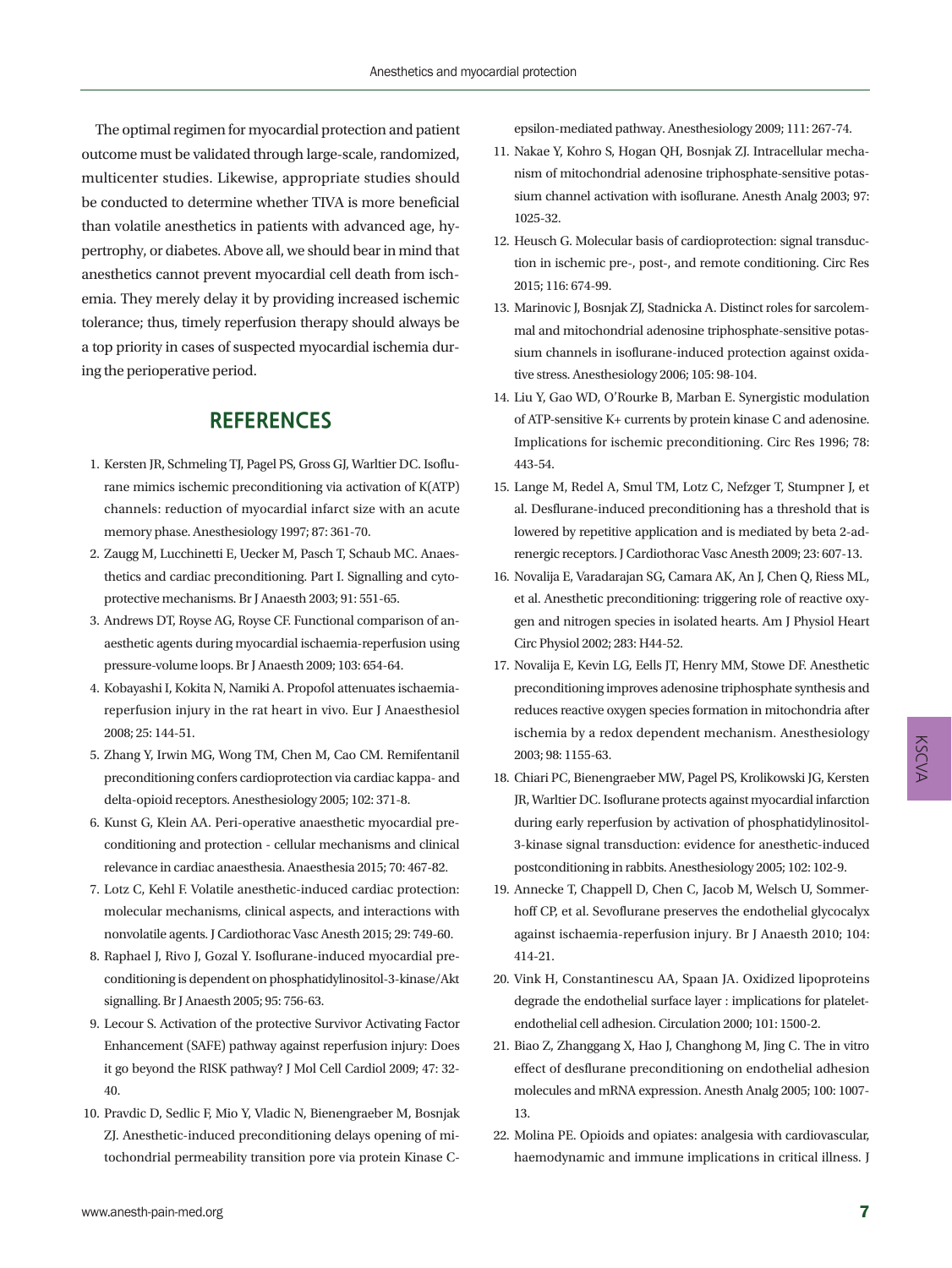The optimal regimen for myocardial protection and patient outcome must be validated through large-scale, randomized, multicenter studies. Likewise, appropriate studies should be conducted to determine whether TIVA is more beneficial than volatile anesthetics in patients with advanced age, hypertrophy, or diabetes. Above all, we should bear in mind that anesthetics cannot prevent myocardial cell death from ischemia. They merely delay it by providing increased ischemic tolerance; thus, timely reperfusion therapy should always be a top priority in cases of suspected myocardial ischemia during the perioperative period.

## REFERENCES

1. Kersten JR, Schmeling TJ, Pagel PS, Gross GJ, Warltier DC. Isoflurane mimics ischemic preconditioning via activation of K(ATP) channels: reduction of myocardial infarct size with an acute memory phase. Anesthesiology 1997; 87: 361-70.
2. Zaugg M, Lucchinetti E, Uecker M, Pasch T, Schaub MC. Anaesthetics and cardiac preconditioning. Part I. Signalling and cytoprotective mechanisms. Br J Anaesth 2003; 91: 551-65.
3. Andrews DT, Royse AG, Royse CF. Functional comparison of anaesthetic agents during myocardial ischaemia-reperfusion using pressure-volume loops. Br J Anaesth 2009; 103: 654-64.
4. Kobayashi I, Kokita N, Namiki A. Propofol attenuates ischaemia-reperfusion injury in the rat heart in vivo. Eur J Anaesthesiol 2008; 25: 144-51.
5. Zhang Y, Irwin MG, Wong TM, Chen M, Cao CM. Remifentanil preconditioning confers cardioprotection via cardiac kappa- and delta-opioid receptors. Anesthesiology 2005; 102: 371-8.
6. Kunst G, Klein AA. Peri-operative anaesthetic myocardial preconditioning and protection - cellular mechanisms and clinical relevance in cardiac anaesthesia. Anaesthesia 2015; 70: 467-82.
7. Lotz C, Kehl F. Volatile anesthetic-induced cardiac protection: molecular mechanisms, clinical aspects, and interactions with nonvolatile agents. J Cardiothorac Vasc Anesth 2015; 29: 749-60.
8. Raphael J, Rivo J, Gozal Y. Isoflurane-induced myocardial preconditioning is dependent on phosphatidylinositol-3-kinase/Akt signalling. Br J Anaesth 2005; 95: 756-63.
9. Lecour S. Activation of the protective Survivor Activating Factor Enhancement (SAFE) pathway against reperfusion injury: Does it go beyond the RISK pathway? J Mol Cell Cardiol 2009; 47: 32-40.
10. Pravdic D, Sedlic F, Mio Y, Vladic N, Bienengraeber M, Bosnjak ZJ. Anesthetic-induced preconditioning delays opening of mitochondrial permeability transition pore via protein Kinase C-epsilon-mediated pathway. Anesthesiology 2009; 111: 267-74.
11. Nakae Y, Kohro S, Hogan QH, Bosnjak ZJ. Intracellular mechanism of mitochondrial adenosine triphosphate-sensitive potassium channel activation with isoflurane. Anesth Analg 2003; 97: 1025-32.
12. Heusch G. Molecular basis of cardioprotection: signal transduction in ischemic pre-, post-, and remote conditioning. Circ Res 2015; 116: 674-99.
13. Marinovic J, Bosnjak ZJ, Stadnicka A. Distinct roles for sarcolemmal and mitochondrial adenosine triphosphate-sensitive potassium channels in isoflurane-induced protection against oxidative stress. Anesthesiology 2006; 105: 98-104.
14. Liu Y, Gao WD, O'Rourke B, Marban E. Synergistic modulation of ATP-sensitive K+ currents by protein kinase C and adenosine. Implications for ischemic preconditioning. Circ Res 1996; 78: 443-54.
15. Lange M, Redel A, Smul TM, Lotz C, Nefzger T, Stumpner J, et al. Desflurane-induced preconditioning has a threshold that is lowered by repetitive application and is mediated by beta 2-adrenergic receptors. J Cardiothorac Vasc Anesth 2009; 23: 607-13.
16. Novalija E, Varadarajan SG, Camara AK, An J, Chen Q, Riess ML, et al. Anesthetic preconditioning: triggering role of reactive oxygen and nitrogen species in isolated hearts. Am J Physiol Heart Circ Physiol 2002; 283: H44-52.
17. Novalija E, Kevin LG, Eells JT, Henry MM, Stowe DF. Anesthetic preconditioning improves adenosine triphosphate synthesis and reduces reactive oxygen species formation in mitochondria after ischemia by a redox dependent mechanism. Anesthesiology 2003; 98: 1155-63.
18. Chiari PC, Bienengraeber MW, Pagel PS, Krolikowski JG, Kersten JR, Warltier DC. Isoflurane protects against myocardial infarction during early reperfusion by activation of phosphatidylinositol-3-kinase signal transduction: evidence for anesthetic-induced postconditioning in rabbits. Anesthesiology 2005; 102: 102-9.
19. Annecke T, Chappell D, Chen C, Jacob M, Welsch U, Sommerhoff CP, et al. Sevoflurane preserves the endothelial glycocalyx against ischaemia-reperfusion injury. Br J Anaesth 2010; 104: 414-21.
20. Vink H, Constantinescu AA, Spaan JA. Oxidized lipoproteins degrade the endothelial surface layer : implications for platelet-endothelial cell adhesion. Circulation 2000; 101: 1500-2.
21. Biao Z, Zhanggang X, Hao J, Changhong M, Jing C. The in vitro effect of desflurane preconditioning on endothelial adhesion molecules and mRNA expression. Anesth Analg 2005; 100: 1007-13.
22. Molina PE. Opioids and opiates: analgesia with cardiovascular, haemodynamic and immune implications in critical illness. J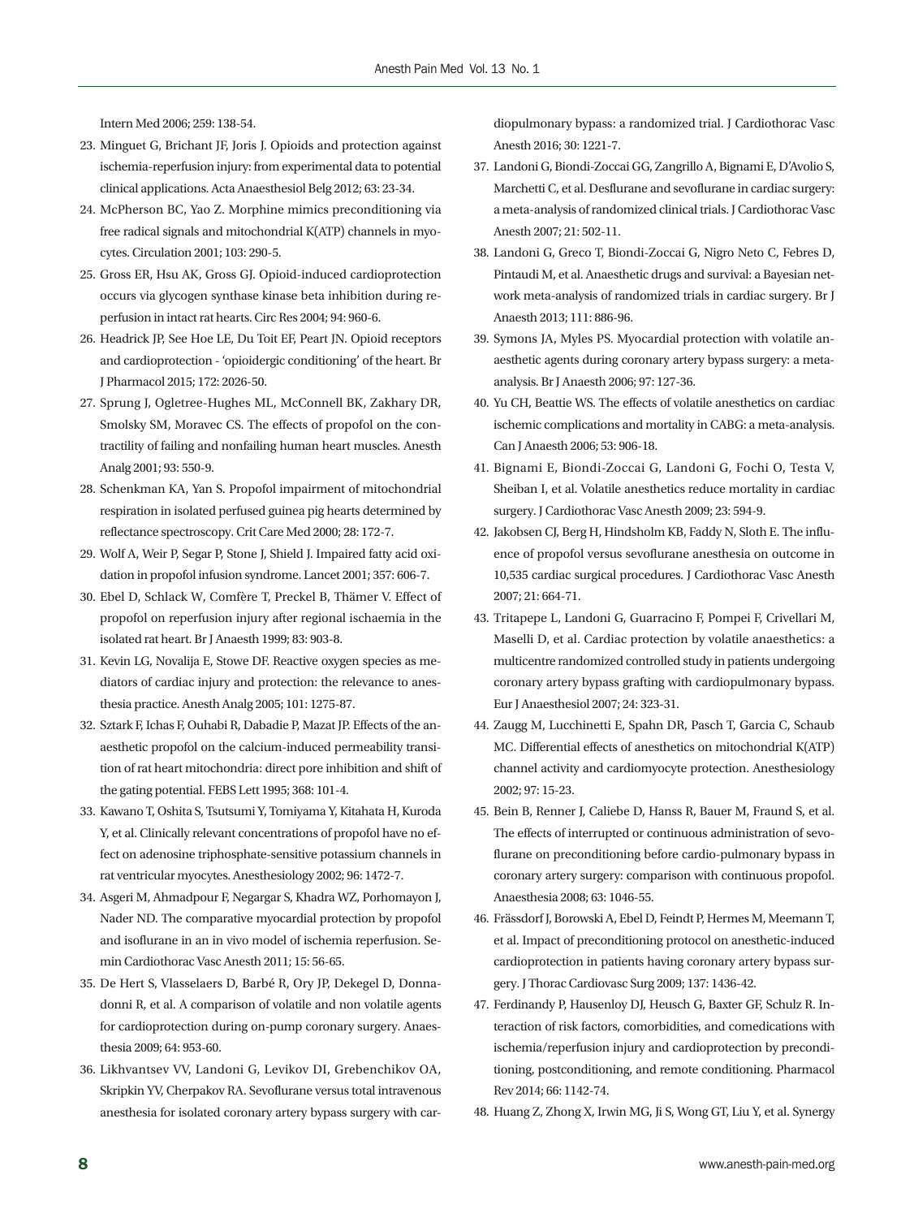Intern Med 2006; 259: 138-54.

23. Minguet G, Brichant JF, Joris J. Opioids and protection against ischemia-reperfusion injury: from experimental data to potential clinical applications. Acta Anaesthesiol Belg 2012; 63: 23-34.
24. McPherson BC, Yao Z. Morphine mimics preconditioning via free radical signals and mitochondrial K(ATP) channels in myocytes. Circulation 2001; 103: 290-5.
25. Gross ER, Hsu AK, Gross GJ. Opioid-induced cardioprotection occurs via glycogen synthase kinase beta inhibition during reperfusion in intact rat hearts. Circ Res 2004; 94: 960-6.
26. Headrick JP, See Hoe LE, Du Toit EF, Peart JN. Opioid receptors and cardioprotection - 'opioidergic conditioning' of the heart. Br J Pharmacol 2015; 172: 2026-50.
27. Sprung J, Ogletree-Hughes ML, McConnell BK, Zakhary DR, Smolsky SM, Moravec CS. The effects of propofol on the contractility of failing and nonfailing human heart muscles. Anesth Analg 2001; 93: 550-9.
28. Schenkman KA, Yan S. Propofol impairment of mitochondrial respiration in isolated perfused guinea pig hearts determined by reflectance spectroscopy. Crit Care Med 2000; 28: 172-7.
29. Wolf A, Weir P, Segar P, Stone J, Shield J. Impaired fatty acid oxidation in propofol infusion syndrome. Lancet 2001; 357: 606-7.
30. Ebel D, Schlack W, Comfère T, Preckel B, Thämer V. Effect of propofol on reperfusion injury after regional ischaemia in the isolated rat heart. Br J Anaesth 1999; 83: 903-8.
31. Kevin LG, Novalija E, Stowe DF. Reactive oxygen species as mediators of cardiac injury and protection: the relevance to anesthesia practice. Anesth Analg 2005; 101: 1275-87.
32. Sztark F, Ichas F, Ouhabi R, Dabadie P, Mazat JP. Effects of the anaesthetic propofol on the calcium-induced permeability transition of rat heart mitochondria: direct pore inhibition and shift of the gating potential. FEBS Lett 1995; 368: 101-4.
33. Kawano T, Oshita S, Tsutsumi Y, Tomiyama Y, Kitahata H, Kuroda Y, et al. Clinically relevant concentrations of propofol have no effect on adenosine triphosphate-sensitive potassium channels in rat ventricular myocytes. Anesthesiology 2002; 96: 1472-7.
34. Asgeri M, Ahmadpour F, Negargar S, Khadra WZ, Porhomayon J, Nader ND. The comparative myocardial protection by propofol and isoflurane in an in vivo model of ischemia reperfusion. Semin Cardiothorac Vasc Anesth 2011; 15: 56-65.
35. De Hert S, Vlasselaers D, Barbé R, Ory JP, Dekegel D, Donnadonni R, et al. A comparison of volatile and non volatile agents for cardioprotection during on-pump coronary surgery. Anaesthesia 2009; 64: 953-60.
36. Likhvantsev VV, Landoni G, Levikov DI, Grebenchikov OA, Skripkin YV, Cherpakov RA. Sevoflurane versus total intravenous anesthesia for isolated coronary artery bypass surgery with cardiopulmonary bypass: a randomized trial. J Cardiothorac Vasc Anesth 2016; 30: 1221-7.
37. Landoni G, Biondi-Zoccai GG, Zangrillo A, Bignami E, D'Avolio S, Marchetti C, et al. Desflurane and sevoflurane in cardiac surgery: a meta-analysis of randomized clinical trials. J Cardiothorac Vasc Anesth 2007; 21: 502-11.
38. Landoni G, Greco T, Biondi-Zoccai G, Nigro Neto C, Febres D, Pintaudi M, et al. Anaesthetic drugs and survival: a Bayesian network meta-analysis of randomized trials in cardiac surgery. Br J Anaesth 2013; 111: 886-96.
39. Symons JA, Myles PS. Myocardial protection with volatile anaesthetic agents during coronary artery bypass surgery: a meta-analysis. Br J Anaesth 2006; 97: 127-36.
40. Yu CH, Beattie WS. The effects of volatile anesthetics on cardiac ischemic complications and mortality in CABG: a meta-analysis. Can J Anaesth 2006; 53: 906-18.
41. Bignami E, Biondi-Zoccai G, Landoni G, Fochi O, Testa V, Sheiban I, et al. Volatile anesthetics reduce mortality in cardiac surgery. J Cardiothorac Vasc Anesth 2009; 23: 594-9.
42. Jakobsen CJ, Berg H, Hindsholm KB, Faddy N, Sloth E. The influence of propofol versus sevoflurane anesthesia on outcome in 10,535 cardiac surgical procedures. J Cardiothorac Vasc Anesth 2007; 21: 664-71.
43. Tritapepe L, Landoni G, Guarracino F, Pompei F, Crivellari M, Maselli D, et al. Cardiac protection by volatile anaesthetics: a multicentre randomized controlled study in patients undergoing coronary artery bypass grafting with cardiopulmonary bypass. Eur J Anaesthesiol 2007; 24: 323-31.
44. Zaugg M, Lucchinetti E, Spahn DR, Pasch T, Garcia C, Schaub MC. Differential effects of anesthetics on mitochondrial K(ATP) channel activity and cardiomyocyte protection. Anesthesiology 2002; 97: 15-23.
45. Bein B, Renner J, Caliebe D, Hanss R, Bauer M, Fraund S, et al. The effects of interrupted or continuous administration of sevoflurane on preconditioning before cardio-pulmonary bypass in coronary artery surgery: comparison with continuous propofol. Anaesthesia 2008; 63: 1046-55.
46. Frässdorf J, Borowski A, Ebel D, Feindt P, Hermes M, Meemann T, et al. Impact of preconditioning protocol on anesthetic-induced cardioprotection in patients having coronary artery bypass surgery. J Thorac Cardiovasc Surg 2009; 137: 1436-42.
47. Ferdinandy P, Hausenloy DJ, Heusch G, Baxter GF, Schulz R. Interaction of risk factors, comorbidities, and comedications with ischemia/reperfusion injury and cardioprotection by preconditioning, postconditioning, and remote conditioning. Pharmacol Rev 2014; 66: 1142-74.
48. Huang Z, Zhong X, Irwin MG, Ji S, Wong GT, Liu Y, et al. Synergy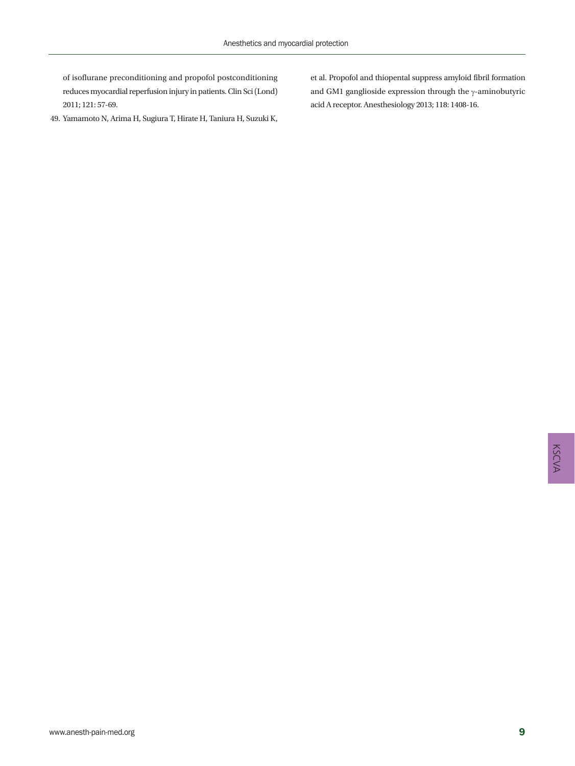of isoflurane preconditioning and propofol postconditioning reduces myocardial reperfusion injury in patients. Clin Sci (Lond) 2011; 121: 57-69.

49. Yamamoto N, Arima H, Sugiura T, Hirate H, Taniura H, Suzuki K, et al. Propofol and thiopental suppress amyloid fibril formation and GM1 ganglioside expression through the γ-aminobutyric acid A receptor. Anesthesiology 2013; 118: 1408-16.